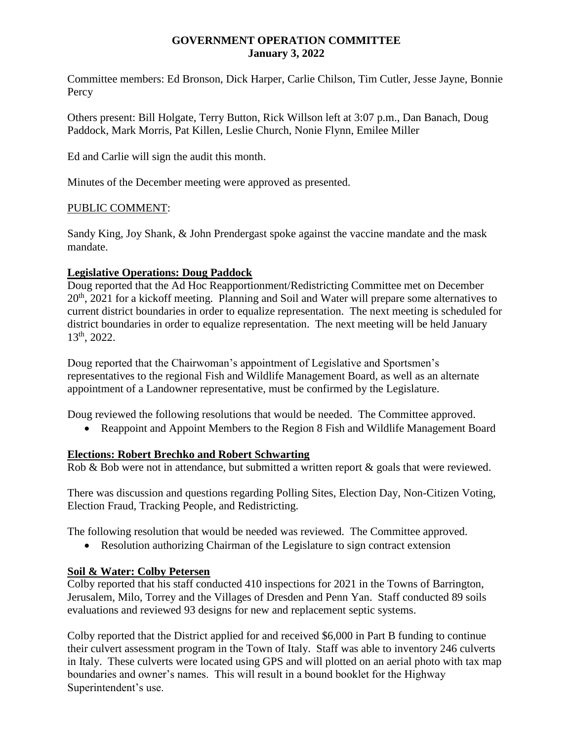**GOVERNMENT OPERATION COMMITTEE**
**January 3, 2022**

Committee members: Ed Bronson, Dick Harper, Carlie Chilson, Tim Cutler, Jesse Jayne, Bonnie Percy

Others present: Bill Holgate, Terry Button, Rick Willson left at 3:07 p.m., Dan Banach, Doug Paddock, Mark Morris, Pat Killen, Leslie Church, Nonie Flynn, Emilee Miller

Ed and Carlie will sign the audit this month.

Minutes of the December meeting were approved as presented.

PUBLIC COMMENT:

Sandy King, Joy Shank, & John Prendergast spoke against the vaccine mandate and the mask mandate.

**Legislative Operations: Doug Paddock**

Doug reported that the Ad Hoc Reapportionment/Redistricting Committee met on December 20th, 2021 for a kickoff meeting. Planning and Soil and Water will prepare some alternatives to current district boundaries in order to equalize representation. The next meeting is scheduled for district boundaries in order to equalize representation. The next meeting will be held January 13th, 2022.

Doug reported that the Chairwoman's appointment of Legislative and Sportsmen's representatives to the regional Fish and Wildlife Management Board, as well as an alternate appointment of a Landowner representative, must be confirmed by the Legislature.

Doug reviewed the following resolutions that would be needed. The Committee approved.

- Reappoint and Appoint Members to the Region 8 Fish and Wildlife Management Board

**Elections: Robert Brechko and Robert Schwarting**

Rob & Bob were not in attendance, but submitted a written report & goals that were reviewed.

There was discussion and questions regarding Polling Sites, Election Day, Non-Citizen Voting, Election Fraud, Tracking People, and Redistricting.

The following resolution that would be needed was reviewed. The Committee approved.

- Resolution authorizing Chairman of the Legislature to sign contract extension

**Soil & Water: Colby Petersen**

Colby reported that his staff conducted 410 inspections for 2021 in the Towns of Barrington, Jerusalem, Milo, Torrey and the Villages of Dresden and Penn Yan. Staff conducted 89 soils evaluations and reviewed 93 designs for new and replacement septic systems.

Colby reported that the District applied for and received $6,000 in Part B funding to continue their culvert assessment program in the Town of Italy. Staff was able to inventory 246 culverts in Italy. These culverts were located using GPS and will plotted on an aerial photo with tax map boundaries and owner's names. This will result in a bound booklet for the Highway Superintendent's use.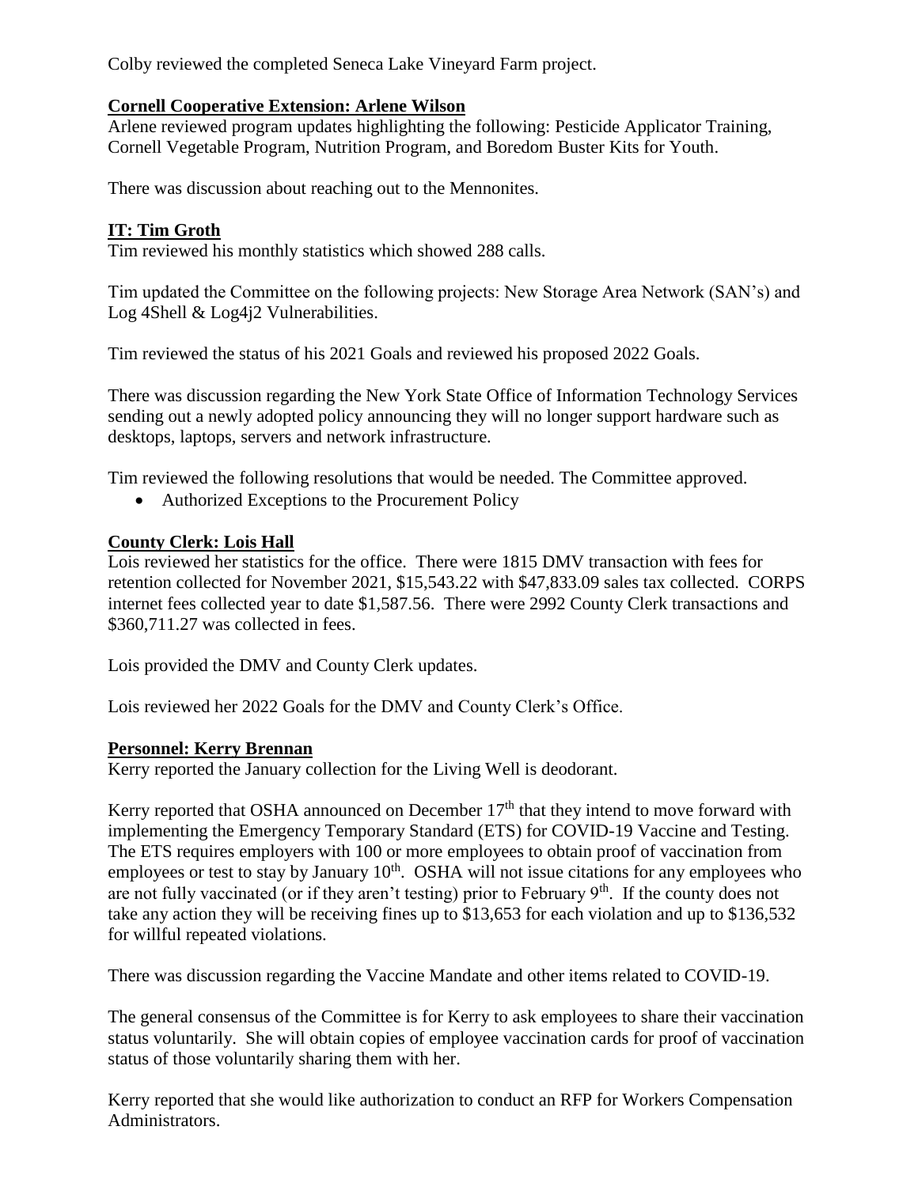Colby reviewed the completed Seneca Lake Vineyard Farm project.

**Cornell Cooperative Extension: Arlene Wilson**

Arlene reviewed program updates highlighting the following: Pesticide Applicator Training, Cornell Vegetable Program, Nutrition Program, and Boredom Buster Kits for Youth.

There was discussion about reaching out to the Mennonites.

**IT: Tim Groth**

Tim reviewed his monthly statistics which showed 288 calls.

Tim updated the Committee on the following projects: New Storage Area Network (SAN's) and Log 4Shell & Log4j2 Vulnerabilities.

Tim reviewed the status of his 2021 Goals and reviewed his proposed 2022 Goals.

There was discussion regarding the New York State Office of Information Technology Services sending out a newly adopted policy announcing they will no longer support hardware such as desktops, laptops, servers and network infrastructure.

Tim reviewed the following resolutions that would be needed. The Committee approved.

- Authorized Exceptions to the Procurement Policy

**County Clerk: Lois Hall**

Lois reviewed her statistics for the office. There were 1815 DMV transaction with fees for retention collected for November 2021, $15,543.22 with $47,833.09 sales tax collected. CORPS internet fees collected year to date $1,587.56. There were 2992 County Clerk transactions and $360,711.27 was collected in fees.

Lois provided the DMV and County Clerk updates.

Lois reviewed her 2022 Goals for the DMV and County Clerk's Office.

**Personnel: Kerry Brennan**

Kerry reported the January collection for the Living Well is deodorant.

Kerry reported that OSHA announced on December 17th that they intend to move forward with implementing the Emergency Temporary Standard (ETS) for COVID-19 Vaccine and Testing. The ETS requires employers with 100 or more employees to obtain proof of vaccination from employees or test to stay by January 10th. OSHA will not issue citations for any employees who are not fully vaccinated (or if they aren't testing) prior to February 9th. If the county does not take any action they will be receiving fines up to $13,653 for each violation and up to $136,532 for willful repeated violations.

There was discussion regarding the Vaccine Mandate and other items related to COVID-19.

The general consensus of the Committee is for Kerry to ask employees to share their vaccination status voluntarily. She will obtain copies of employee vaccination cards for proof of vaccination status of those voluntarily sharing them with her.

Kerry reported that she would like authorization to conduct an RFP for Workers Compensation Administrators.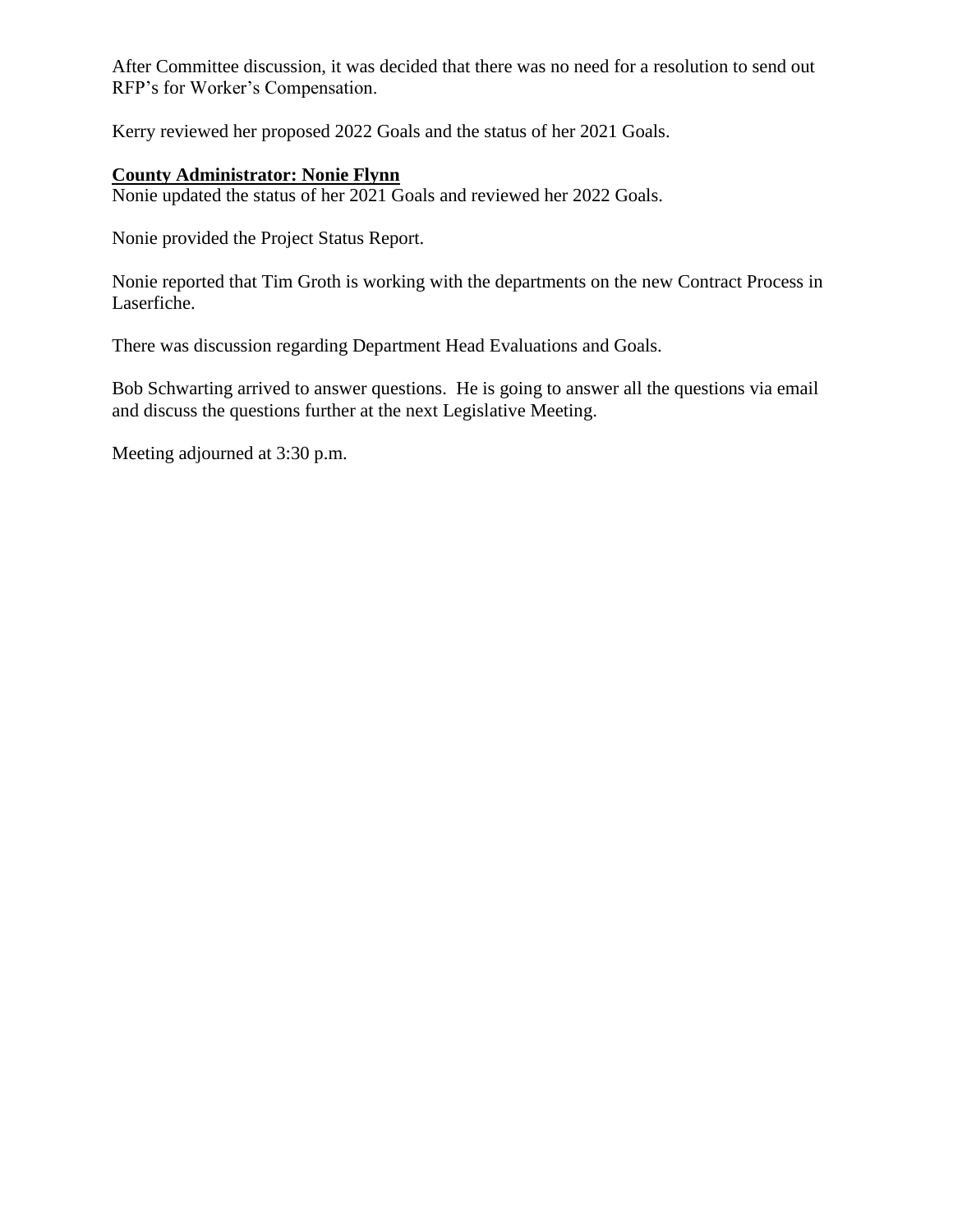After Committee discussion, it was decided that there was no need for a resolution to send out RFP's for Worker's Compensation.

Kerry reviewed her proposed 2022 Goals and the status of her 2021 Goals.

**County Administrator: Nonie Flynn**

Nonie updated the status of her 2021 Goals and reviewed her 2022 Goals.

Nonie provided the Project Status Report.

Nonie reported that Tim Groth is working with the departments on the new Contract Process in Laserfiche.

There was discussion regarding Department Head Evaluations and Goals.

Bob Schwarting arrived to answer questions. He is going to answer all the questions via email and discuss the questions further at the next Legislative Meeting.

Meeting adjourned at 3:30 p.m.